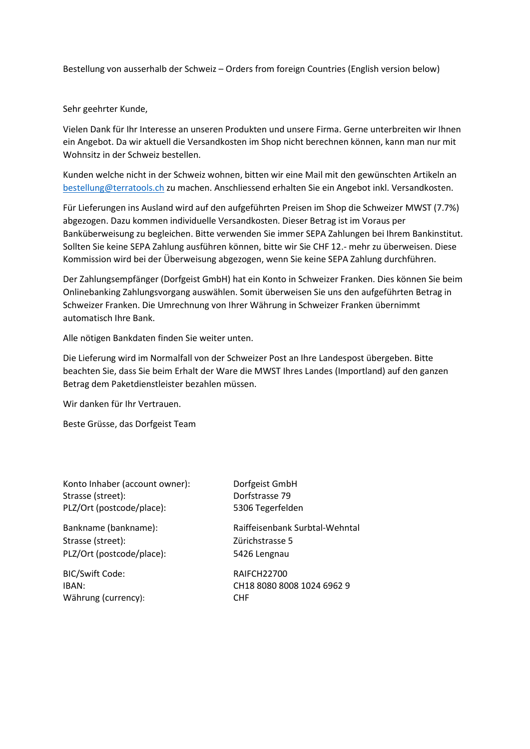Bestellung von ausserhalb der Schweiz – Orders from foreign Countries (English version below)

Sehr geehrter Kunde,

Vielen Dank für Ihr Interesse an unseren Produkten und unsere Firma. Gerne unterbreiten wir Ihnen ein Angebot. Da wir aktuell die Versandkosten im Shop nicht berechnen können, kann man nur mit Wohnsitz in der Schweiz bestellen.

Kunden welche nicht in der Schweiz wohnen, bitten wir eine Mail mit den gewünschten Artikeln an [bestellung@terratools.ch](mailto:bestellung@terratools.ch) zu machen. Anschliessend erhalten Sie ein Angebot inkl. Versandkosten.

Für Lieferungen ins Ausland wird auf den aufgeführten Preisen im Shop die Schweizer MWST (7.7%) abgezogen. Dazu kommen individuelle Versandkosten. Dieser Betrag ist im Voraus per Banküberweisung zu begleichen. Bitte verwenden Sie immer SEPA Zahlungen bei Ihrem Bankinstitut. Sollten Sie keine SEPA Zahlung ausführen können, bitte wir Sie CHF 12.- mehr zu überweisen. Diese Kommission wird bei der Überweisung abgezogen, wenn Sie keine SEPA Zahlung durchführen.

Der Zahlungsempfänger (Dorfgeist GmbH) hat ein Konto in Schweizer Franken. Dies können Sie beim Onlinebanking Zahlungsvorgang auswählen. Somit überweisen Sie uns den aufgeführten Betrag in Schweizer Franken. Die Umrechnung von Ihrer Währung in Schweizer Franken übernimmt automatisch Ihre Bank.

Alle nötigen Bankdaten finden Sie weiter unten.

Die Lieferung wird im Normalfall von der Schweizer Post an Ihre Landespost übergeben. Bitte beachten Sie, dass Sie beim Erhalt der Ware die MWST Ihres Landes (Importland) auf den ganzen Betrag dem Paketdienstleister bezahlen müssen.

Wir danken für Ihr Vertrauen.

Beste Grüsse, das Dorfgeist Team

| | |
|---|---|
| Konto Inhaber (account owner): | Dorfgeist GmbH |
| Strasse (street): | Dorfstrasse 79 |
| PLZ/Ort (postcode/place): | 5306 Tegerfelden |
| Bankname (bankname): | Raiffeisenbank Surbtal-Wehntal |
| Strasse (street): | Zürichstrasse 5 |
| PLZ/Ort (postcode/place): | 5426 Lengnau |
| BIC/Swift Code: | RAIFCH22700 |
| IBAN: | CH18 8080 8008 1024 6962 9 |
| Währung (currency): | CHF |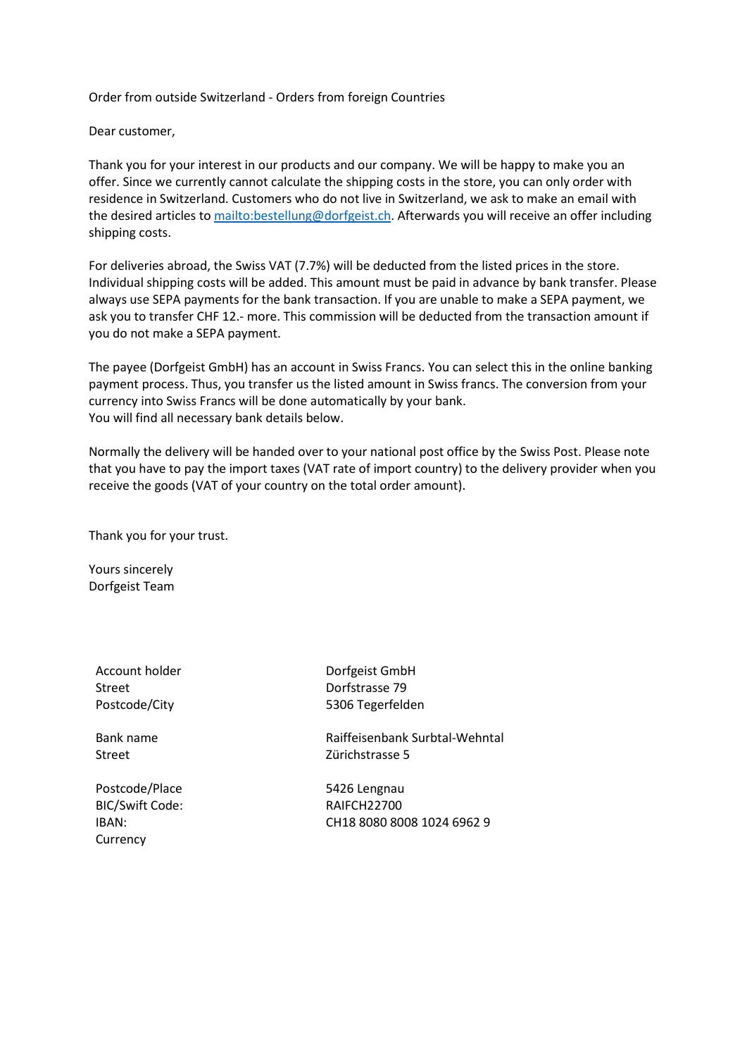Order from outside Switzerland - Orders from foreign Countries

Dear customer,

Thank you for your interest in our products and our company. We will be happy to make you an offer. Since we currently cannot calculate the shipping costs in the store, you can only order with residence in Switzerland. Customers who do not live in Switzerland, we ask to make an email with the desired articles to [mailto:bestellung@dorfgeist.ch](mailto:bestellung@dorfgeist.ch). Afterwards you will receive an offer including shipping costs.

For deliveries abroad, the Swiss VAT (7.7%) will be deducted from the listed prices in the store. Individual shipping costs will be added. This amount must be paid in advance by bank transfer. Please always use SEPA payments for the bank transaction. If you are unable to make a SEPA payment, we ask you to transfer CHF 12.- more. This commission will be deducted from the transaction amount if you do not make a SEPA payment.

The payee (Dorfgeist GmbH) has an account in Swiss Francs. You can select this in the online banking payment process. Thus, you transfer us the listed amount in Swiss francs. The conversion from your currency into Swiss Francs will be done automatically by your bank.
You will find all necessary bank details below.

Normally the delivery will be handed over to your national post office by the Swiss Post. Please note that you have to pay the import taxes (VAT rate of import country) to the delivery provider when you receive the goods (VAT of your country on the total order amount).

Thank you for your trust.

Yours sincerely
Dorfgeist Team

| | |
|---|---|
| Account holder | Dorfgeist GmbH |
| Street | Dorfstrasse 79 |
| Postcode/City | 5306 Tegerfelden |
| Bank name | Raiffeisenbank Surbtal-Wehntal |
| Street | Zürichstrasse 5 |
| Postcode/Place | 5426 Lengnau |
| BIC/Swift Code: | RAIFCH22700 |
| IBAN: | CH18 8080 8008 1024 6962 9 |
| Currency | |